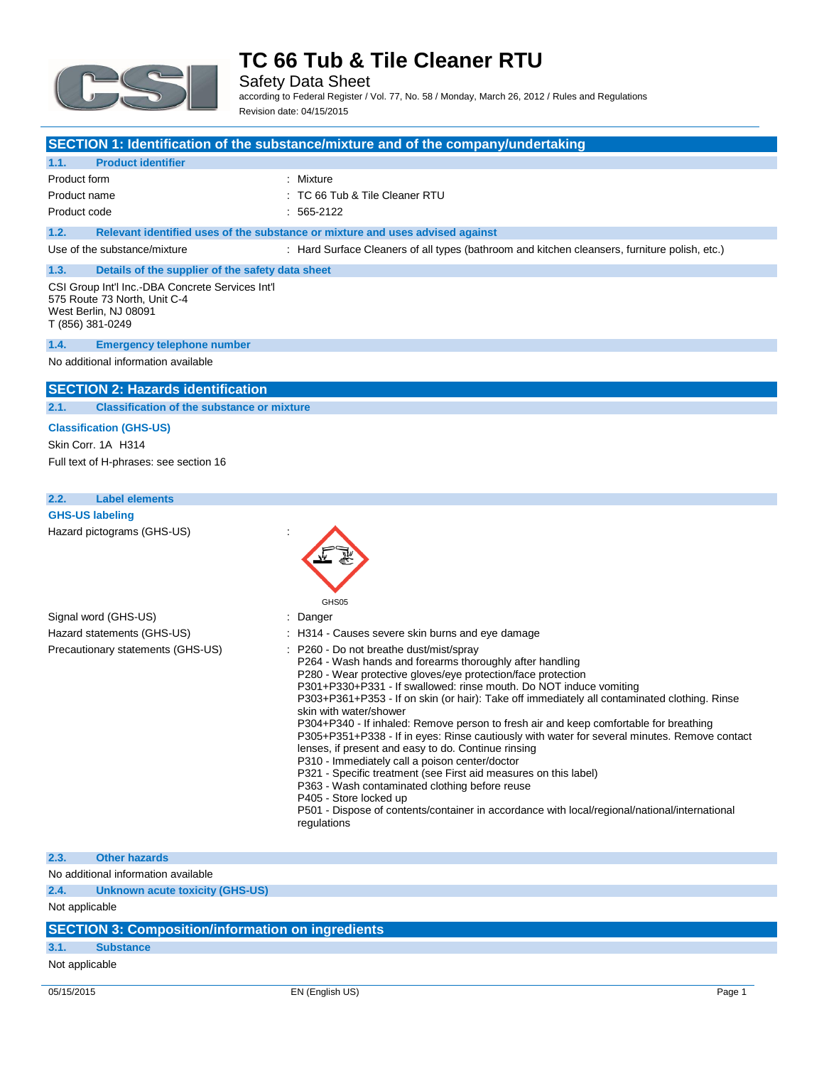# TC 66 Tub & Tile Cleaner RTU

Safety Data Sheet

according to Federal Register / Vol. 77, No. 58 / Monday, March 26, 2012 / Rules and Regulations

Revision date: 04/15/2015

## SECTION 1: Identification of the substance/mixture and of the company/undertaking

### 1.1. Product identifier

| | |
|---|---|
| Product form | : Mixture |
| Product name | : TC 66 Tub & Tile Cleaner RTU |
| Product code | : 565-2122 |

### 1.2. Relevant identified uses of the substance or mixture and uses advised against

| | |
|---|---|
| Use of the substance/mixture | : Hard Surface Cleaners of all types (bathroom and kitchen cleansers, furniture polish, etc.) |

### 1.3. Details of the supplier of the safety data sheet

CSI Group Int'l Inc.-DBA Concrete Services Int'l
575 Route 73 North, Unit C-4
West Berlin, NJ 08091
T (856) 381-0249

### 1.4. Emergency telephone number

No additional information available

## SECTION 2: Hazards identification

### 2.1. Classification of the substance or mixture

**Classification (GHS-US)**

Skin Corr. 1A H314

Full text of H-phrases: see section 16

### 2.2. Label elements

**GHS-US labeling**

Hazard pictograms (GHS-US) :

GHS05

Signal word (GHS-US) : Danger

Hazard statements (GHS-US) : H314 - Causes severe skin burns and eye damage

Precautionary statements (GHS-US) :
- P260 - Do not breathe dust/mist/spray
- P264 - Wash hands and forearms thoroughly after handling
- P280 - Wear protective gloves/eye protection/face protection
- P301+P330+P331 - If swallowed: rinse mouth. Do NOT induce vomiting
- P303+P361+P353 - If on skin (or hair): Take off immediately all contaminated clothing. Rinse skin with water/shower
- P304+P340 - If inhaled: Remove person to fresh air and keep comfortable for breathing
- P305+P351+P338 - If in eyes: Rinse cautiously with water for several minutes. Remove contact lenses, if present and easy to do. Continue rinsing
- P310 - Immediately call a poison center/doctor
- P321 - Specific treatment (see First aid measures on this label)
- P363 - Wash contaminated clothing before reuse
- P405 - Store locked up
- P501 - Dispose of contents/container in accordance with local/regional/national/international regulations

### 2.3. Other hazards

No additional information available

### 2.4. Unknown acute toxicity (GHS-US)

Not applicable

## SECTION 3: Composition/information on ingredients

### 3.1. Substance

Not applicable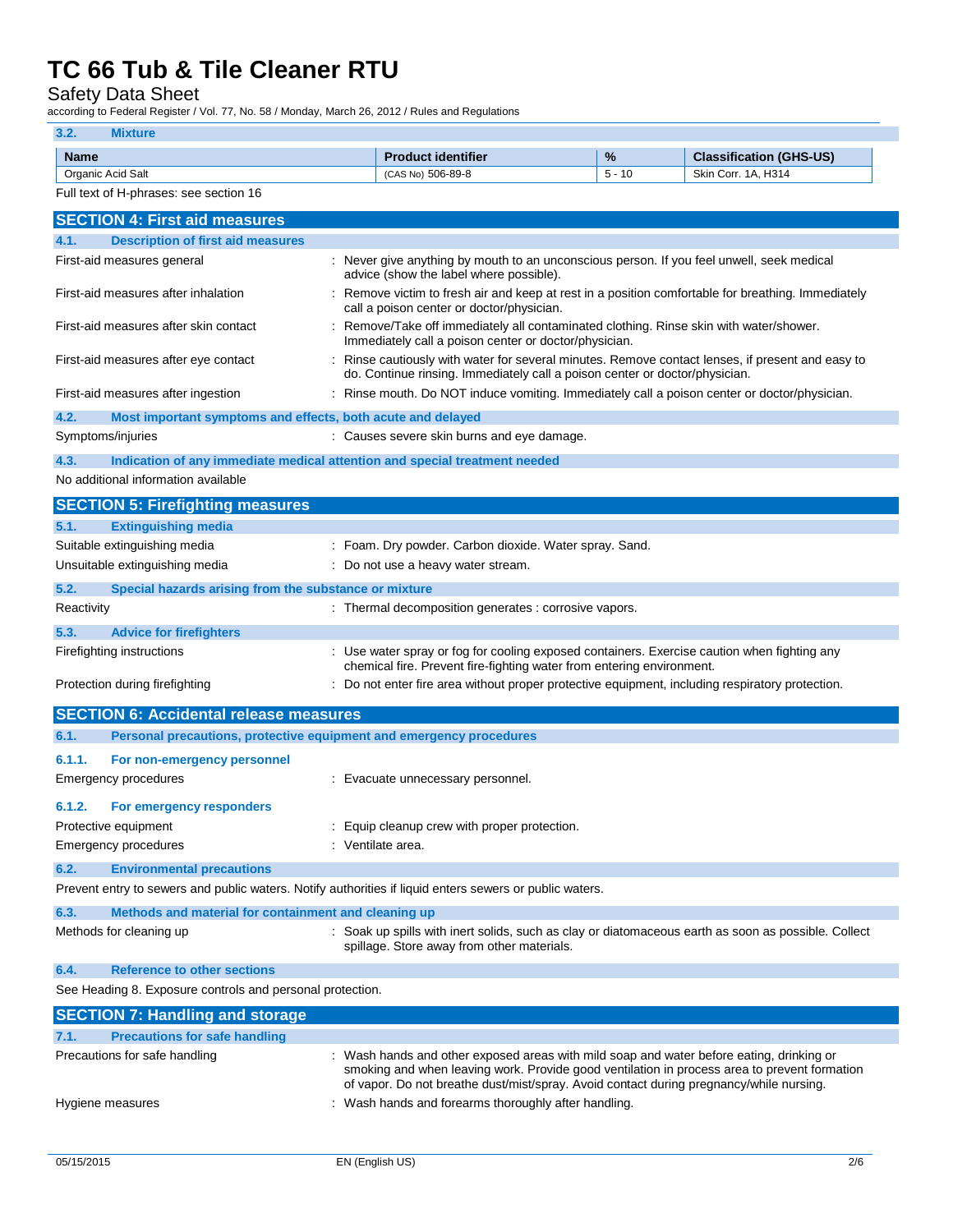### 3.2. Mixture

| Name | Product identifier | % | Classification (GHS-US) |
|---|---|---|---|
| Organic Acid Salt | (CAS No) 506-89-8 | 5 - 10 | Skin Corr. 1A, H314 |

Full text of H-phrases: see section 16

## SECTION 4: First aid measures

### 4.1. Description of first aid measures

| | |
|---|---|
| First-aid measures general | : Never give anything by mouth to an unconscious person. If you feel unwell, seek medical advice (show the label where possible). |
| First-aid measures after inhalation | : Remove victim to fresh air and keep at rest in a position comfortable for breathing. Immediately call a poison center or doctor/physician. |
| First-aid measures after skin contact | : Remove/Take off immediately all contaminated clothing. Rinse skin with water/shower. Immediately call a poison center or doctor/physician. |
| First-aid measures after eye contact | : Rinse cautiously with water for several minutes. Remove contact lenses, if present and easy to do. Continue rinsing. Immediately call a poison center or doctor/physician. |
| First-aid measures after ingestion | : Rinse mouth. Do NOT induce vomiting. Immediately call a poison center or doctor/physician. |

### 4.2. Most important symptoms and effects, both acute and delayed

| | |
|---|---|
| Symptoms/injuries | : Causes severe skin burns and eye damage. |

### 4.3. Indication of any immediate medical attention and special treatment needed

No additional information available

## SECTION 5: Firefighting measures

### 5.1. Extinguishing media

| | |
|---|---|
| Suitable extinguishing media | : Foam. Dry powder. Carbon dioxide. Water spray. Sand. |
| Unsuitable extinguishing media | : Do not use a heavy water stream. |

### 5.2. Special hazards arising from the substance or mixture

| | |
|---|---|
| Reactivity | : Thermal decomposition generates : corrosive vapors. |

### 5.3. Advice for firefighters

| | |
|---|---|
| Firefighting instructions | : Use water spray or fog for cooling exposed containers. Exercise caution when fighting any chemical fire. Prevent fire-fighting water from entering environment. |
| Protection during firefighting | : Do not enter fire area without proper protective equipment, including respiratory protection. |

## SECTION 6: Accidental release measures

### 6.1. Personal precautions, protective equipment and emergency procedures

#### 6.1.1. For non-emergency personnel

| | |
|---|---|
| Emergency procedures | : Evacuate unnecessary personnel. |

#### 6.1.2. For emergency responders

| | |
|---|---|
| Protective equipment | : Equip cleanup crew with proper protection. |
| Emergency procedures | : Ventilate area. |

### 6.2. Environmental precautions

Prevent entry to sewers and public waters. Notify authorities if liquid enters sewers or public waters.

### 6.3. Methods and material for containment and cleaning up

| | |
|---|---|
| Methods for cleaning up | : Soak up spills with inert solids, such as clay or diatomaceous earth as soon as possible. Collect spillage. Store away from other materials. |

### 6.4. Reference to other sections

See Heading 8. Exposure controls and personal protection.

## SECTION 7: Handling and storage

### 7.1. Precautions for safe handling

| | |
|---|---|
| Precautions for safe handling | : Wash hands and other exposed areas with mild soap and water before eating, drinking or smoking and when leaving work. Provide good ventilation in process area to prevent formation of vapor. Do not breathe dust/mist/spray. Avoid contact during pregnancy/while nursing. |
| Hygiene measures | : Wash hands and forearms thoroughly after handling. |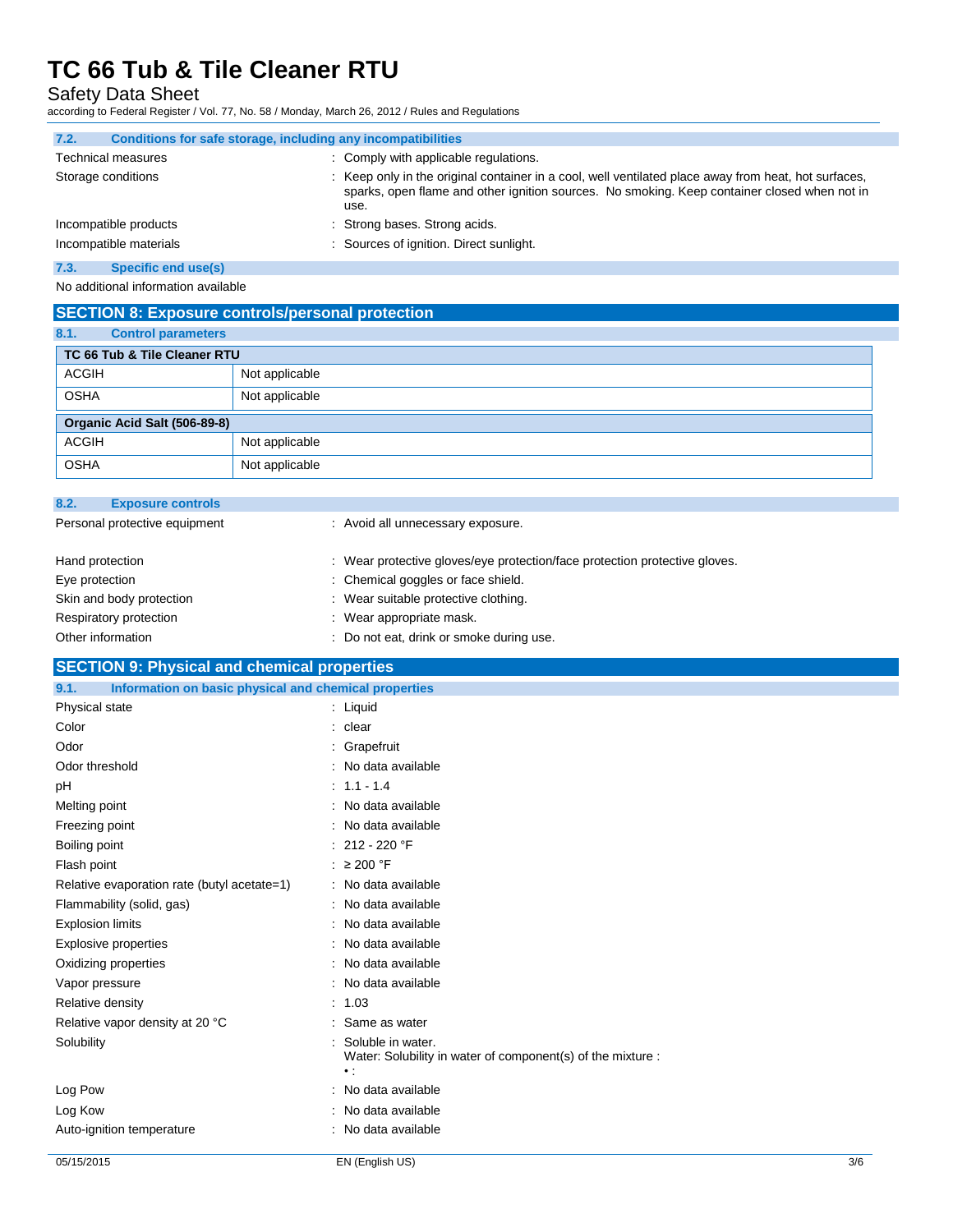### 7.2. Conditions for safe storage, including any incompatibilities

| | |
|---|---|
| Technical measures | : Comply with applicable regulations. |
| Storage conditions | : Keep only in the original container in a cool, well ventilated place away from heat, hot surfaces, sparks, open flame and other ignition sources. No smoking. Keep container closed when not in use. |
| Incompatible products | : Strong bases. Strong acids. |
| Incompatible materials | : Sources of ignition. Direct sunlight. |

### 7.3. Specific end use(s)

No additional information available

## SECTION 8: Exposure controls/personal protection

### 8.1. Control parameters

| TC 66 Tub & Tile Cleaner RTU | |
|---|---|
| ACGIH | Not applicable |
| OSHA | Not applicable |
| **Organic Acid Salt (506-89-8)** | |
| ACGIH | Not applicable |
| OSHA | Not applicable |

### 8.2. Exposure controls

| | |
|---|---|
| Personal protective equipment | : Avoid all unnecessary exposure. |
| Hand protection | : Wear protective gloves/eye protection/face protection protective gloves. |
| Eye protection | : Chemical goggles or face shield. |
| Skin and body protection | : Wear suitable protective clothing. |
| Respiratory protection | : Wear appropriate mask. |
| Other information | : Do not eat, drink or smoke during use. |

## SECTION 9: Physical and chemical properties

### 9.1. Information on basic physical and chemical properties

| | |
|---|---|
| Physical state | : Liquid |
| Color | : clear |
| Odor | : Grapefruit |
| Odor threshold | : No data available |
| pH | : 1.1 - 1.4 |
| Melting point | : No data available |
| Freezing point | : No data available |
| Boiling point | : 212 - 220 °F |
| Flash point | : ≥ 200 °F |
| Relative evaporation rate (butyl acetate=1) | : No data available |
| Flammability (solid, gas) | : No data available |
| Explosion limits | : No data available |
| Explosive properties | : No data available |
| Oxidizing properties | : No data available |
| Vapor pressure | : No data available |
| Relative density | : 1.03 |
| Relative vapor density at 20 °C | : Same as water |
| Solubility | : Soluble in water. Water: Solubility in water of component(s) of the mixture : • : |
| Log Pow | : No data available |
| Log Kow | : No data available |
| Auto-ignition temperature | : No data available |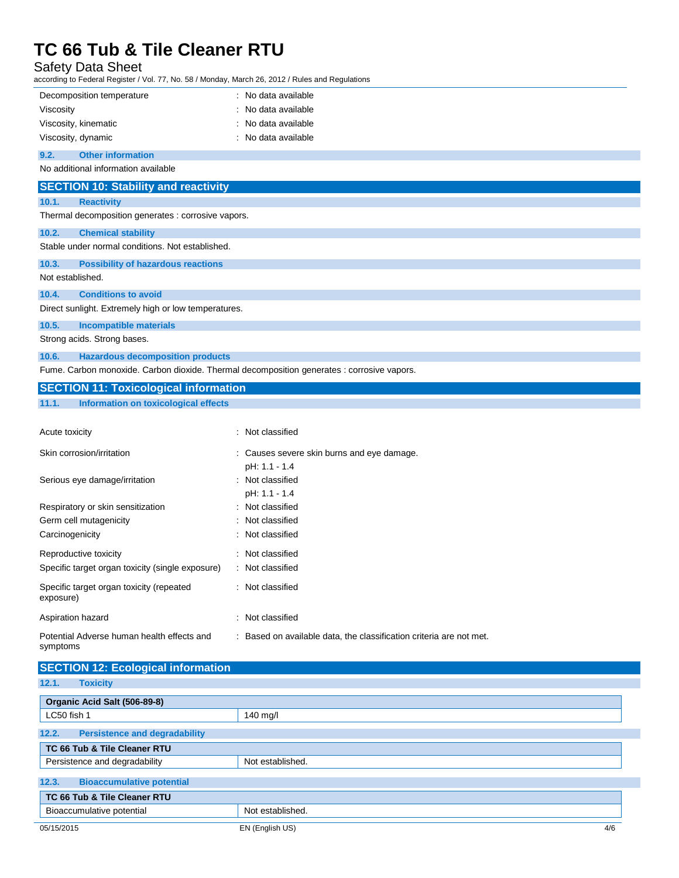| | |
|---|---|
| Decomposition temperature | : No data available |
| Viscosity | : No data available |
| Viscosity, kinematic | : No data available |
| Viscosity, dynamic | : No data available |

### 9.2. Other information

No additional information available

## SECTION 10: Stability and reactivity

### 10.1. Reactivity

Thermal decomposition generates : corrosive vapors.

### 10.2. Chemical stability

Stable under normal conditions. Not established.

### 10.3. Possibility of hazardous reactions

Not established.

### 10.4. Conditions to avoid

Direct sunlight. Extremely high or low temperatures.

### 10.5. Incompatible materials

Strong acids. Strong bases.

### 10.6. Hazardous decomposition products

Fume. Carbon monoxide. Carbon dioxide. Thermal decomposition generates : corrosive vapors.

## SECTION 11: Toxicological information

### 11.1. Information on toxicological effects

| | |
|---|---|
| Acute toxicity | : Not classified |
| Skin corrosion/irritation | : Causes severe skin burns and eye damage. pH: 1.1 - 1.4 |
| Serious eye damage/irritation | : Not classified pH: 1.1 - 1.4 |
| Respiratory or skin sensitization | : Not classified |
| Germ cell mutagenicity | : Not classified |
| Carcinogenicity | : Not classified |
| Reproductive toxicity | : Not classified |
| Specific target organ toxicity (single exposure) | : Not classified |
| Specific target organ toxicity (repeated exposure) | : Not classified |
| Aspiration hazard | : Not classified |
| Potential Adverse human health effects and symptoms | : Based on available data, the classification criteria are not met. |

## SECTION 12: Ecological information

### 12.1. Toxicity

| Organic Acid Salt (506-89-8) | |
|---|---|
| LC50 fish 1 | 140 mg/l |

### 12.2. Persistence and degradability

| TC 66 Tub & Tile Cleaner RTU | |
|---|---|
| Persistence and degradability | Not established. |

### 12.3. Bioaccumulative potential

| TC 66 Tub & Tile Cleaner RTU | |
|---|---|
| Bioaccumulative potential | Not established. |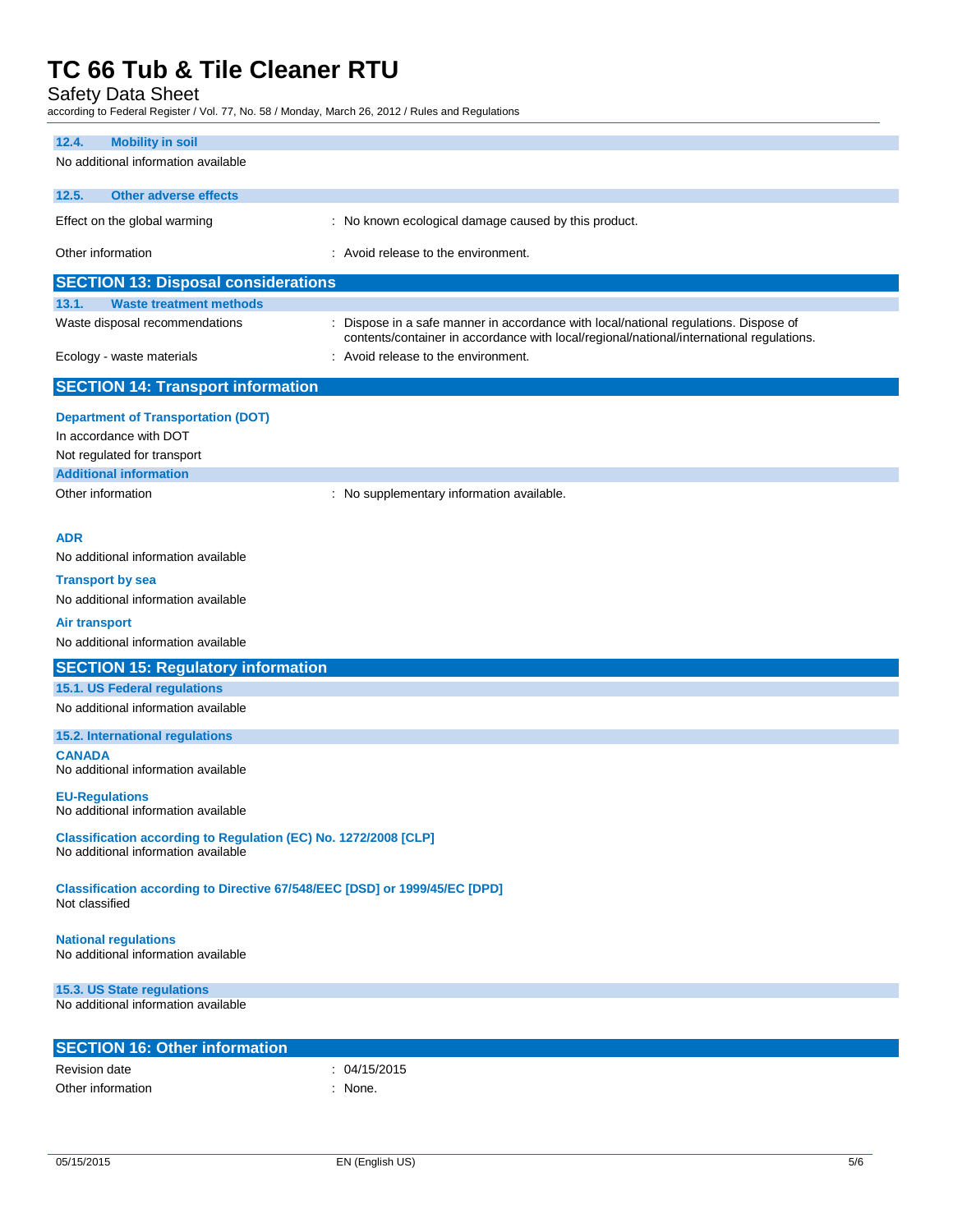#### 12.4. Mobility in soil

No additional information available

#### 12.5. Other adverse effects

| | |
|---|---|
| Effect on the global warming | : No known ecological damage caused by this product. |
| Other information | : Avoid release to the environment. |

## SECTION 13: Disposal considerations

#### 13.1. Waste treatment methods

| | |
|---|---|
| Waste disposal recommendations | : Dispose in a safe manner in accordance with local/national regulations. Dispose of contents/container in accordance with local/regional/national/international regulations. |
| Ecology - waste materials | : Avoid release to the environment. |

## SECTION 14: Transport information

**Department of Transportation (DOT)**

In accordance with DOT

Not regulated for transport

**Additional information**

| | |
|---|---|
| Other information | : No supplementary information available. |

**ADR**

No additional information available

**Transport by sea**

No additional information available

**Air transport**

No additional information available

## SECTION 15: Regulatory information

#### 15.1. US Federal regulations

No additional information available

#### 15.2. International regulations

**CANADA**

No additional information available

**EU-Regulations**

No additional information available

**Classification according to Regulation (EC) No. 1272/2008 [CLP]**

No additional information available

**Classification according to Directive 67/548/EEC [DSD] or 1999/45/EC [DPD]**

Not classified

**National regulations**

No additional information available

#### 15.3. US State regulations

No additional information available

## SECTION 16: Other information

| | |
|---|---|
| Revision date | : 04/15/2015 |
| Other information | : None. |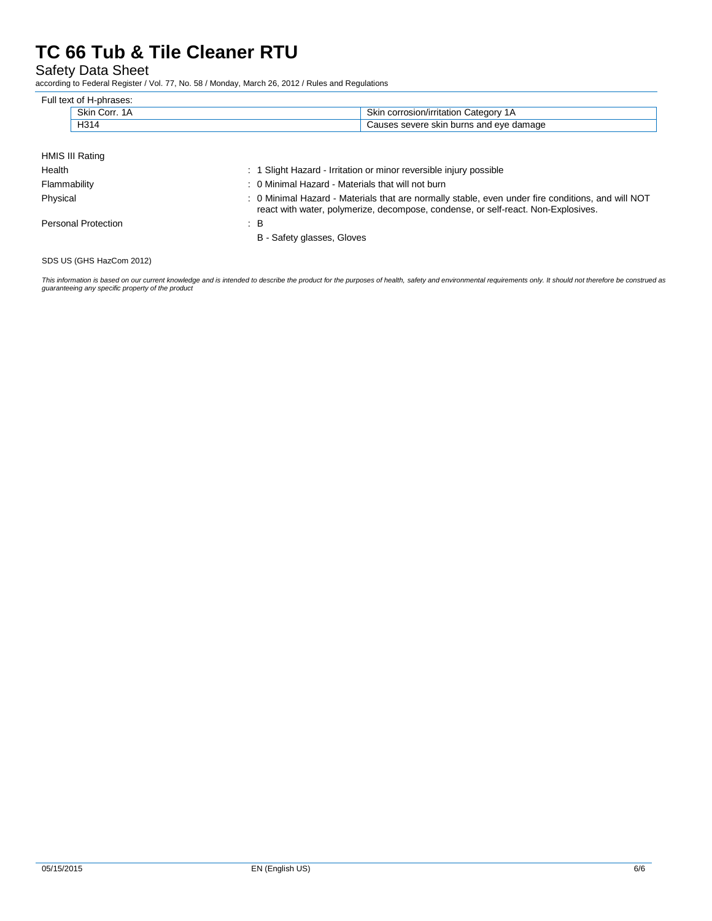Full text of H-phrases:

| | |
|---|---|
| Skin Corr. 1A | Skin corrosion/irritation Category 1A |
| H314 | Causes severe skin burns and eye damage |

HMIS III Rating

Health : 1 Slight Hazard - Irritation or minor reversible injury possible

Flammability : 0 Minimal Hazard - Materials that will not burn

Physical : 0 Minimal Hazard - Materials that are normally stable, even under fire conditions, and will NOT react with water, polymerize, decompose, condense, or self-react. Non-Explosives.

Personal Protection : B

B - Safety glasses, Gloves

SDS US (GHS HazCom 2012)

*This information is based on our current knowledge and is intended to describe the product for the purposes of health, safety and environmental requirements only. It should not therefore be construed as guaranteeing any specific property of the product*